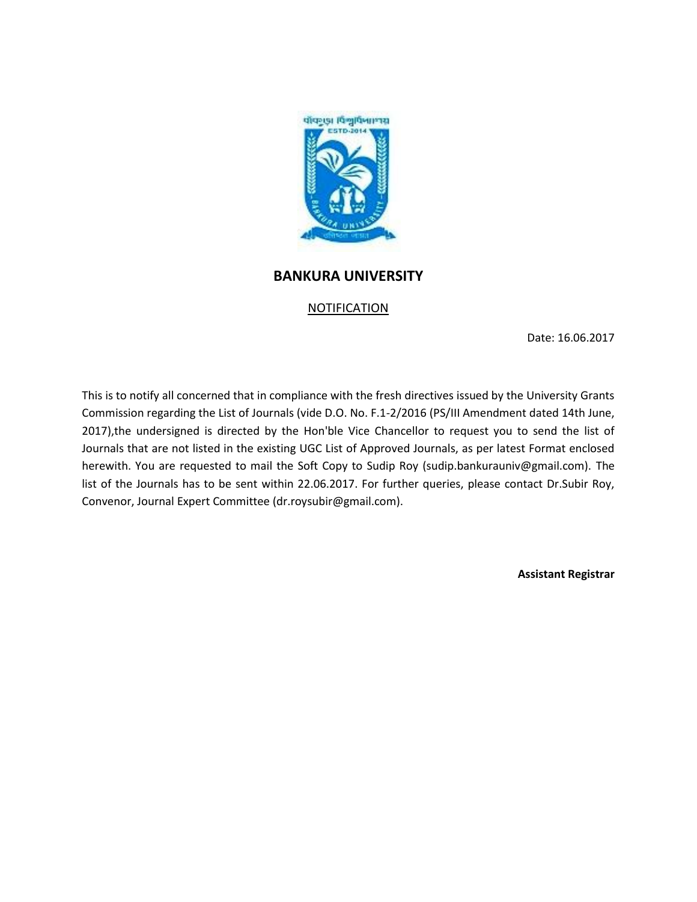# BANKURA UNIVERSITY

## NOTIFICATION

Date: 16.06.2017

This is to notify all concerned that in compliance with the fresh directives issued by the University Grants Commission regarding the List of Journals (vide D.O. No. F.1-2/2016 (PS/III Amendment dated 14th June, 2017),the undersigned is directed by the Hon'ble Vice Chancellor to request you to send the list of Journals that are not listed in the existing UGC List of Approved Journals, as per latest Format enclosed herewith. You are requested to mail the Soft Copy to Sudip Roy (sudip.bankurauniv@gmail.com). The list of the Journals has to be sent within 22.06.2017. For further queries, please contact Dr.Subir Roy, Convenor, Journal Expert Committee (dr.roysubir@gmail.com).

**Assistant Registrar**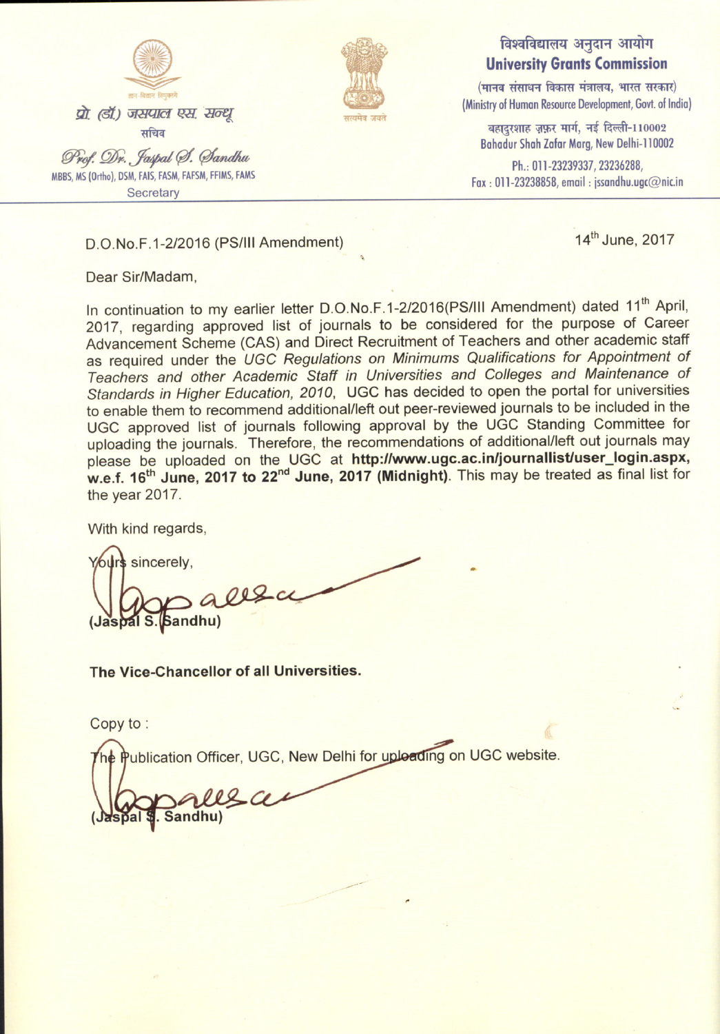प्रो. (डॉ.) जसपाल एस. सन्धू

सचिव

Prof. Dr. Jaspal S. Sandhu

MBBS, MS (Ortho), DSM, FAIS, FASM, FAFSM, FFIMS, FAMS

Secretary

विश्वविद्यालय अनुदान आयोग

**University Grants Commission**

(मानव संसाधन विकास मंत्रालय, भारत सरकार)

(Ministry of Human Resource Development, Govt. of India)

बहादुरशाह ज़फ़र मार्ग, नई दिल्ली-110002

Bahadur Shah Zafar Marg, New Delhi-110002

Ph.: 011-23239337, 23236288,

Fax : 011-23238858, email : jssandhu.ugc@nic.in

---

D.O.No.F.1-2/2016 (PS/III Amendment)

14th June, 2017

Dear Sir/Madam,

In continuation to my earlier letter D.O.No.F.1-2/2016(PS/III Amendment) dated 11th April, 2017, regarding approved list of journals to be considered for the purpose of Career Advancement Scheme (CAS) and Direct Recruitment of Teachers and other academic staff as required under the *UGC Regulations on Minimums Qualifications for Appointment of Teachers and other Academic Staff in Universities and Colleges and Maintenance of Standards in Higher Education, 2010*, UGC has decided to open the portal for universities to enable them to recommend additional/left out peer-reviewed journals to be included in the UGC approved list of journals following approval by the UGC Standing Committee for uploading the journals. Therefore, the recommendations of additional/left out journals may please be uploaded on the UGC at **http://www.ugc.ac.in/journallist/user_login.aspx, w.e.f. 16th June, 2017 to 22nd June, 2017 (Midnight)**. This may be treated as final list for the year 2017.

With kind regards,

Yours sincerely,

**(Jaspal S. Sandhu)**

**The Vice-Chancellor of all Universities.**

Copy to :

The Publication Officer, UGC, New Delhi for uploading on UGC website.

**(Jaspal S. Sandhu)**